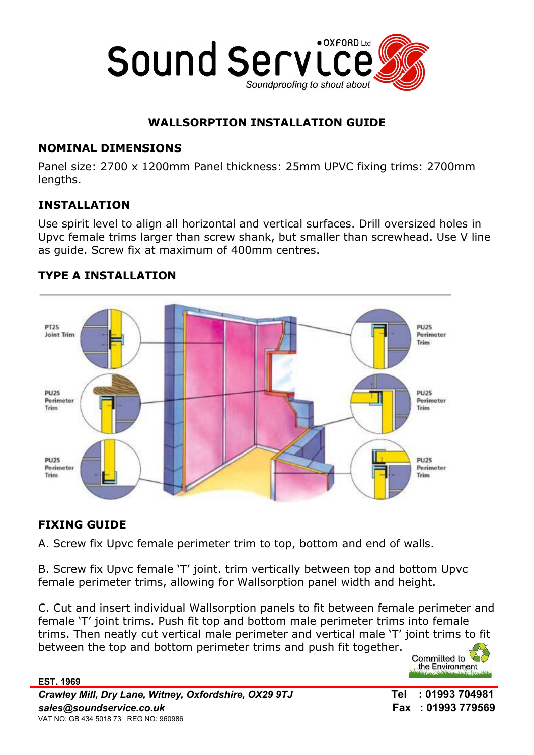# Sound Service OXFORD Ltd

*Soundproofing to shout about*

## WALLSORPTION INSTALLATION GUIDE

### NOMINAL DIMENSIONS

Panel size: 2700 x 1200mm Panel thickness: 25mm UPVC fixing trims: 2700mm lengths.

### INSTALLATION

Use spirit level to align all horizontal and vertical surfaces. Drill oversized holes in Upvc female trims larger than screw shank, but smaller than screwhead. Use V line as guide. Screw fix at maximum of 400mm centres.

### TYPE A INSTALLATION

PT25 Joint Trim

PU25 Perimeter Trim

PU25 Perimeter Trim

PU25 Perimeter Trim

PU25 Perimeter Trim

PU25 Perimeter Trim

### FIXING GUIDE

A. Screw fix Upvc female perimeter trim to top, bottom and end of walls.

B. Screw fix Upvc female 'T' joint. trim vertically between top and bottom Upvc female perimeter trims, allowing for Wallsorption panel width and height.

C. Cut and insert individual Wallsorption panels to fit between female perimeter and female 'T' joint trims. Push fit top and bottom male perimeter trims into female trims. Then neatly cut vertical male perimeter and vertical male 'T' joint trims to fit between the top and bottom perimeter trims and push fit together.

Committed to the Environment

**EST. 1969**

***Crawley Mill, Dry Lane, Witney, Oxfordshire, OX29 9TJ***

***sales@soundservice.co.uk***

VAT NO: GB 434 5018 73 REG NO: 960986

**Tel : 01993 704981**

**Fax : 01993 779569**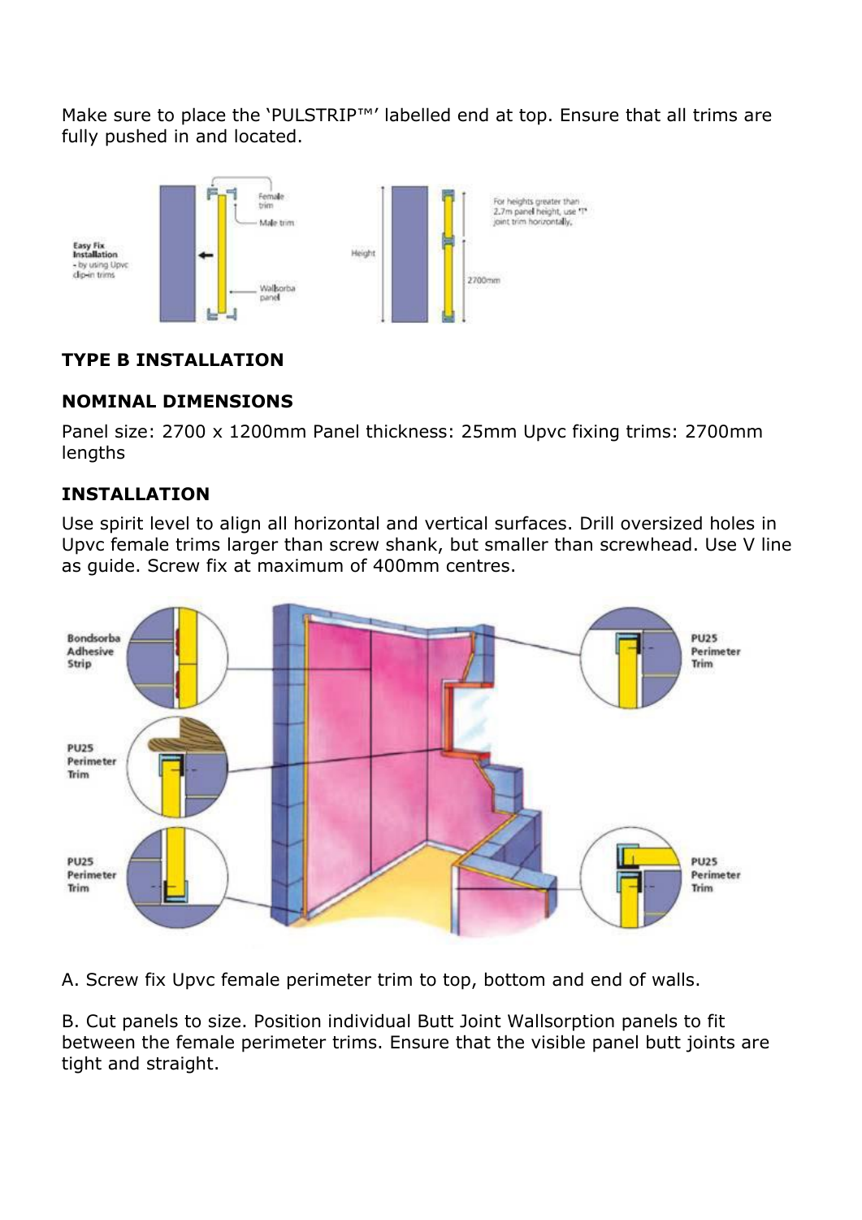Make sure to place the 'PULSTRIP™' labelled end at top. Ensure that all trims are fully pushed in and located.

## TYPE B INSTALLATION

### NOMINAL DIMENSIONS

Panel size: 2700 x 1200mm Panel thickness: 25mm Upvc fixing trims: 2700mm lengths

### INSTALLATION

Use spirit level to align all horizontal and vertical surfaces. Drill oversized holes in Upvc female trims larger than screw shank, but smaller than screwhead. Use V line as guide. Screw fix at maximum of 400mm centres.

A. Screw fix Upvc female perimeter trim to top, bottom and end of walls.

B. Cut panels to size. Position individual Butt Joint Wallsorption panels to fit between the female perimeter trims. Ensure that the visible panel butt joints are tight and straight.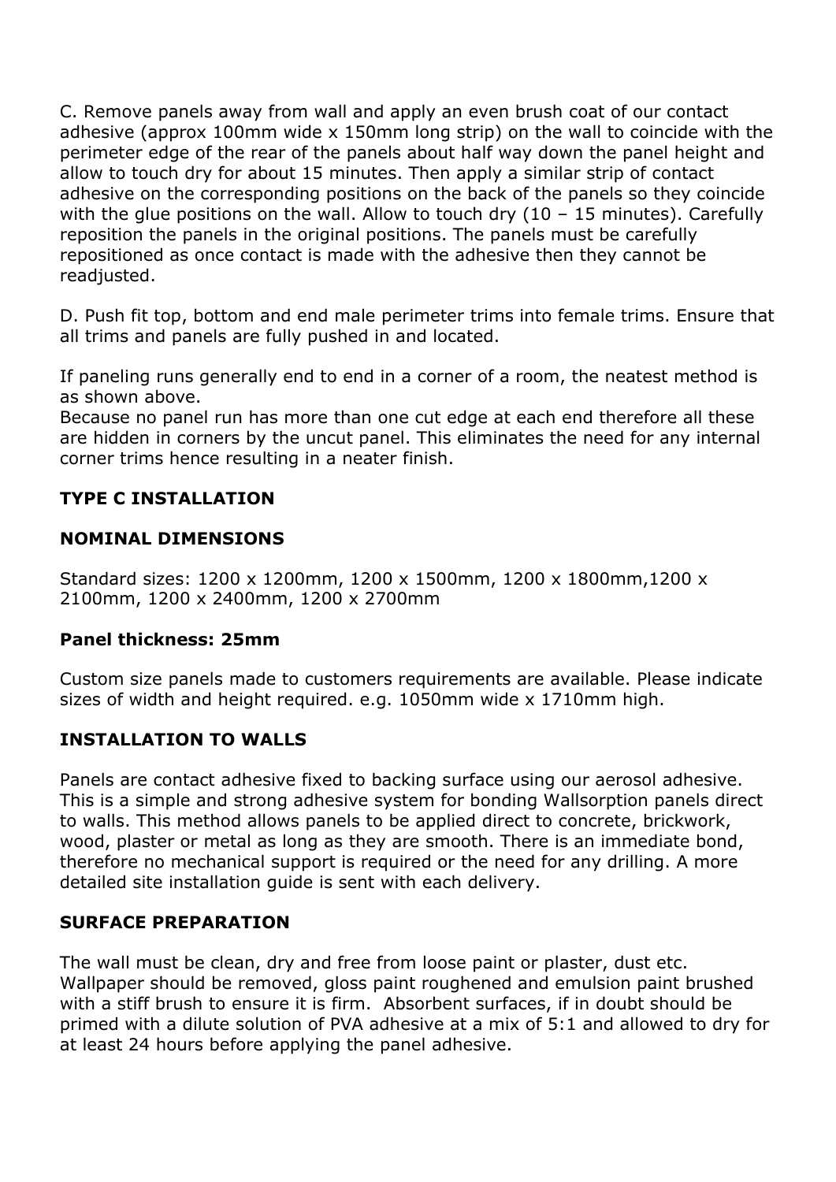C. Remove panels away from wall and apply an even brush coat of our contact adhesive (approx 100mm wide x 150mm long strip) on the wall to coincide with the perimeter edge of the rear of the panels about half way down the panel height and allow to touch dry for about 15 minutes. Then apply a similar strip of contact adhesive on the corresponding positions on the back of the panels so they coincide with the glue positions on the wall. Allow to touch dry (10 – 15 minutes). Carefully reposition the panels in the original positions. The panels must be carefully repositioned as once contact is made with the adhesive then they cannot be readjusted.

D. Push fit top, bottom and end male perimeter trims into female trims. Ensure that all trims and panels are fully pushed in and located.

If paneling runs generally end to end in a corner of a room, the neatest method is as shown above.
Because no panel run has more than one cut edge at each end therefore all these are hidden in corners by the uncut panel. This eliminates the need for any internal corner trims hence resulting in a neater finish.

## TYPE C INSTALLATION

### NOMINAL DIMENSIONS

Standard sizes: 1200 x 1200mm, 1200 x 1500mm, 1200 x 1800mm,1200 x 2100mm, 1200 x 2400mm, 1200 x 2700mm

**Panel thickness: 25mm**

Custom size panels made to customers requirements are available. Please indicate sizes of width and height required. e.g. 1050mm wide x 1710mm high.

### INSTALLATION TO WALLS

Panels are contact adhesive fixed to backing surface using our aerosol adhesive. This is a simple and strong adhesive system for bonding Wallsorption panels direct to walls. This method allows panels to be applied direct to concrete, brickwork, wood, plaster or metal as long as they are smooth. There is an immediate bond, therefore no mechanical support is required or the need for any drilling. A more detailed site installation guide is sent with each delivery.

### SURFACE PREPARATION

The wall must be clean, dry and free from loose paint or plaster, dust etc. Wallpaper should be removed, gloss paint roughened and emulsion paint brushed with a stiff brush to ensure it is firm. Absorbent surfaces, if in doubt should be primed with a dilute solution of PVA adhesive at a mix of 5:1 and allowed to dry for at least 24 hours before applying the panel adhesive.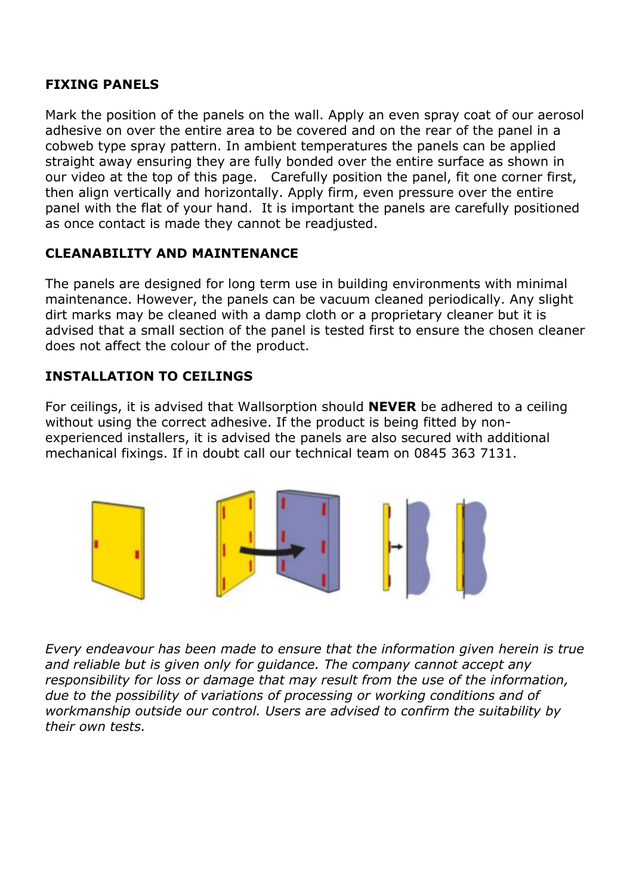## FIXING PANELS

Mark the position of the panels on the wall. Apply an even spray coat of our aerosol adhesive on over the entire area to be covered and on the rear of the panel in a cobweb type spray pattern. In ambient temperatures the panels can be applied straight away ensuring they are fully bonded over the entire surface as shown in our video at the top of this page. Carefully position the panel, fit one corner first, then align vertically and horizontally. Apply firm, even pressure over the entire panel with the flat of your hand. It is important the panels are carefully positioned as once contact is made they cannot be readjusted.

## CLEANABILITY AND MAINTENANCE

The panels are designed for long term use in building environments with minimal maintenance. However, the panels can be vacuum cleaned periodically. Any slight dirt marks may be cleaned with a damp cloth or a proprietary cleaner but it is advised that a small section of the panel is tested first to ensure the chosen cleaner does not affect the colour of the product.

## INSTALLATION TO CEILINGS

For ceilings, it is advised that Wallsorption should **NEVER** be adhered to a ceiling without using the correct adhesive. If the product is being fitted by non-experienced installers, it is advised the panels are also secured with additional mechanical fixings. If in doubt call our technical team on 0845 363 7131.

*Every endeavour has been made to ensure that the information given herein is true and reliable but is given only for guidance. The company cannot accept any responsibility for loss or damage that may result from the use of the information, due to the possibility of variations of processing or working conditions and of workmanship outside our control. Users are advised to confirm the suitability by their own tests.*